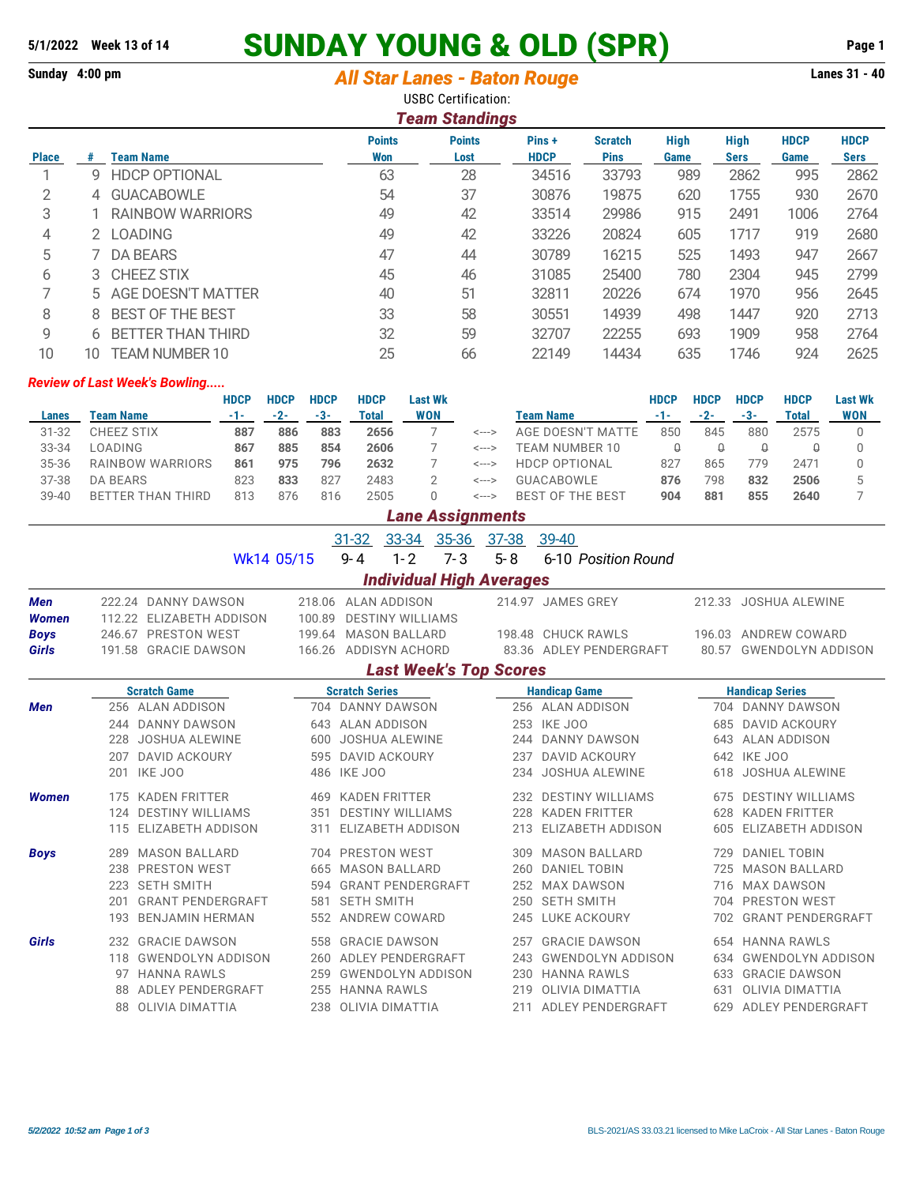5/1/2022 Week 13 of 14

# SUNDAY YOUNG & OLD (SPR)

Sunday 4:00 pm

## *All Star Lanes - Baton Rouge*

Lanes 31 - 40

USBC Certification:

### *Team Standings*

| Place | # | Team Name | Points Won | Points Lost | Pins + HDCP | Scratch Pins | High Game | High Sers | HDCP Game | HDCP Sers |
|---|---|---|---|---|---|---|---|---|---|---|
| 1 | 9 | HDCP OPTIONAL | 63 | 28 | 34516 | 33793 | 989 | 2862 | 995 | 2862 |
| 2 | 4 | GUACABOWLE | 54 | 37 | 30876 | 19875 | 620 | 1755 | 930 | 2670 |
| 3 | 1 | RAINBOW WARRIORS | 49 | 42 | 33514 | 29986 | 915 | 2491 | 1006 | 2764 |
| 4 | 2 | LOADING | 49 | 42 | 33226 | 20824 | 605 | 1717 | 919 | 2680 |
| 5 | 7 | DA BEARS | 47 | 44 | 30789 | 16215 | 525 | 1493 | 947 | 2667 |
| 6 | 3 | CHEEZ STIX | 45 | 46 | 31085 | 25400 | 780 | 2304 | 945 | 2799 |
| 7 | 5 | AGE DOESN'T MATTER | 40 | 51 | 32811 | 20226 | 674 | 1970 | 956 | 2645 |
| 8 | 8 | BEST OF THE BEST | 33 | 58 | 30551 | 14939 | 498 | 1447 | 920 | 2713 |
| 9 | 6 | BETTER THAN THIRD | 32 | 59 | 32707 | 22255 | 693 | 1909 | 958 | 2764 |
| 10 | 10 | TEAM NUMBER 10 | 25 | 66 | 22149 | 14434 | 635 | 1746 | 924 | 2625 |

### *Review of Last Week's Bowling.....*

| Lanes | Team Name | HDCP -1- | HDCP -2- | HDCP -3- | HDCP Total | Last Wk WON | | Team Name | HDCP -1- | HDCP -2- | HDCP -3- | HDCP Total | Last Wk WON |
|---|---|---|---|---|---|---|---|---|---|---|---|---|---|
| 31-32 | CHEEZ STIX | **887** | **886** | **883** | **2656** | 7 | <---> | AGE DOESN'T MATTE | 850 | 845 | 880 | 2575 | 0 |
| 33-34 | LOADING | **867** | **885** | **854** | **2606** | 7 | <---> | TEAM NUMBER 10 | 0 | 0 | 0 | 0 | 0 |
| 35-36 | RAINBOW WARRIORS | **861** | **975** | **796** | **2632** | 7 | <---> | HDCP OPTIONAL | 827 | 865 | 779 | 2471 | 0 |
| 37-38 | DA BEARS | 823 | **833** | 827 | 2483 | 2 | <---> | GUACABOWLE | **876** | 798 | **832** | **2506** | 5 |
| 39-40 | BETTER THAN THIRD | 813 | 876 | 816 | 2505 | 0 | <---> | BEST OF THE BEST | **904** | **881** | **855** | **2640** | 7 |

### *Lane Assignments*

| | 31-32 | 33-34 | 35-36 | 37-38 | 39-40 |
|---|---|---|---|---|---|
| Wk14 05/15 | 9-4 | 1-2 | 7-3 | 5-8 | 6-10 *Position Round* |

### *Individual High Averages*

| | | | | |
|---|---|---|---|---|
| ***Men*** | 222.24 DANNY DAWSON | 218.06 ALAN ADDISON | 214.97 JAMES GREY | 212.33 JOSHUA ALEWINE |
| ***Women*** | 112.22 ELIZABETH ADDISON | 100.89 DESTINY WILLIAMS | | |
| ***Boys*** | 246.67 PRESTON WEST | 199.64 MASON BALLARD | 198.48 CHUCK RAWLS | 196.03 ANDREW COWARD |
| ***Girls*** | 191.58 GRACIE DAWSON | 166.26 ADDISYN ACHORD | 83.36 ADLEY PENDERGRAFT | 80.57 GWENDOLYN ADDISON |

### *Last Week's Top Scores*

| | Scratch Game | Scratch Series | Handicap Game | Handicap Series |
|---|---|---|---|---|
| ***Men*** | 256 ALAN ADDISON | 704 DANNY DAWSON | 256 ALAN ADDISON | 704 DANNY DAWSON |
| | 244 DANNY DAWSON | 643 ALAN ADDISON | 253 IKE JOO | 685 DAVID ACKOURY |
| | 228 JOSHUA ALEWINE | 600 JOSHUA ALEWINE | 244 DANNY DAWSON | 643 ALAN ADDISON |
| | 207 DAVID ACKOURY | 595 DAVID ACKOURY | 237 DAVID ACKOURY | 642 IKE JOO |
| | 201 IKE JOO | 486 IKE JOO | 234 JOSHUA ALEWINE | 618 JOSHUA ALEWINE |
| ***Women*** | 175 KADEN FRITTER | 469 KADEN FRITTER | 232 DESTINY WILLIAMS | 675 DESTINY WILLIAMS |
| | 124 DESTINY WILLIAMS | 351 DESTINY WILLIAMS | 228 KADEN FRITTER | 628 KADEN FRITTER |
| | 115 ELIZABETH ADDISON | 311 ELIZABETH ADDISON | 213 ELIZABETH ADDISON | 605 ELIZABETH ADDISON |
| ***Boys*** | 289 MASON BALLARD | 704 PRESTON WEST | 309 MASON BALLARD | 729 DANIEL TOBIN |
| | 238 PRESTON WEST | 665 MASON BALLARD | 260 DANIEL TOBIN | 725 MASON BALLARD |
| | 223 SETH SMITH | 594 GRANT PENDERGRAFT | 252 MAX DAWSON | 716 MAX DAWSON |
| | 201 GRANT PENDERGRAFT | 581 SETH SMITH | 250 SETH SMITH | 704 PRESTON WEST |
| | 193 BENJAMIN HERMAN | 552 ANDREW COWARD | 245 LUKE ACKOURY | 702 GRANT PENDERGRAFT |
| ***Girls*** | 232 GRACIE DAWSON | 558 GRACIE DAWSON | 257 GRACIE DAWSON | 654 HANNA RAWLS |
| | 118 GWENDOLYN ADDISON | 260 ADLEY PENDERGRAFT | 243 GWENDOLYN ADDISON | 634 GWENDOLYN ADDISON |
| | 97 HANNA RAWLS | 259 GWENDOLYN ADDISON | 230 HANNA RAWLS | 633 GRACIE DAWSON |
| | 88 ADLEY PENDERGRAFT | 255 HANNA RAWLS | 219 OLIVIA DIMATTIA | 631 OLIVIA DIMATTIA |
| | 88 OLIVIA DIMATTIA | 238 OLIVIA DIMATTIA | 211 ADLEY PENDERGRAFT | 629 ADLEY PENDERGRAFT |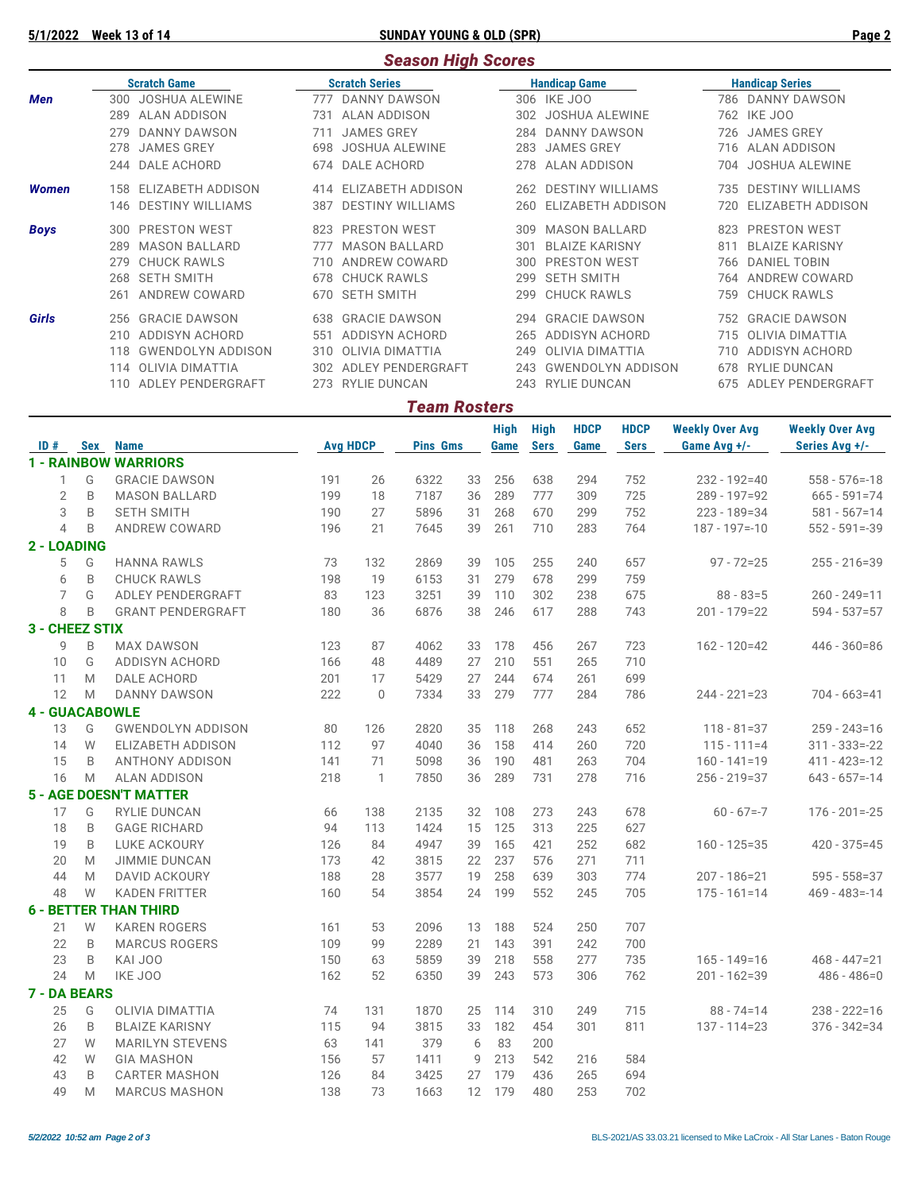5/1/2022 Week 13 of 14 — SUNDAY YOUNG & OLD (SPR)

## Season High Scores

| | Scratch Game | Scratch Series | Handicap Game | Handicap Series |
|---|---|---|---|---|
| **Men** | 300 JOSHUA ALEWINE | 777 DANNY DAWSON | 306 IKE JOO | 786 DANNY DAWSON |
| | 289 ALAN ADDISON | 731 ALAN ADDISON | 302 JOSHUA ALEWINE | 762 IKE JOO |
| | 279 DANNY DAWSON | 711 JAMES GREY | 284 DANNY DAWSON | 726 JAMES GREY |
| | 278 JAMES GREY | 698 JOSHUA ALEWINE | 283 JAMES GREY | 716 ALAN ADDISON |
| | 244 DALE ACHORD | 674 DALE ACHORD | 278 ALAN ADDISON | 704 JOSHUA ALEWINE |
| **Women** | 158 ELIZABETH ADDISON | 414 ELIZABETH ADDISON | 262 DESTINY WILLIAMS | 735 DESTINY WILLIAMS |
| | 146 DESTINY WILLIAMS | 387 DESTINY WILLIAMS | 260 ELIZABETH ADDISON | 720 ELIZABETH ADDISON |
| **Boys** | 300 PRESTON WEST | 823 PRESTON WEST | 309 MASON BALLARD | 823 PRESTON WEST |
| | 289 MASON BALLARD | 777 MASON BALLARD | 301 BLAIZE KARISNY | 811 BLAIZE KARISNY |
| | 279 CHUCK RAWLS | 710 ANDREW COWARD | 300 PRESTON WEST | 766 DANIEL TOBIN |
| | 268 SETH SMITH | 678 CHUCK RAWLS | 299 SETH SMITH | 764 ANDREW COWARD |
| | 261 ANDREW COWARD | 670 SETH SMITH | 299 CHUCK RAWLS | 759 CHUCK RAWLS |
| **Girls** | 256 GRACIE DAWSON | 638 GRACIE DAWSON | 294 GRACIE DAWSON | 752 GRACIE DAWSON |
| | 210 ADDISYN ACHORD | 551 ADDISYN ACHORD | 265 ADDISYN ACHORD | 715 OLIVIA DIMATTIA |
| | 118 GWENDOLYN ADDISON | 310 OLIVIA DIMATTIA | 249 OLIVIA DIMATTIA | 710 ADDISYN ACHORD |
| | 114 OLIVIA DIMATTIA | 302 ADLEY PENDERGRAFT | 243 GWENDOLYN ADDISON | 678 RYLIE DUNCAN |
| | 110 ADLEY PENDERGRAFT | 273 RYLIE DUNCAN | 243 RYLIE DUNCAN | 675 ADLEY PENDERGRAFT |

## Team Rosters

| ID # | Sex | Name | Avg | HDCP | Pins | Gms | High Game | High Sers | HDCP Game | HDCP Sers | Weekly Over Avg Game Avg +/- | Weekly Over Avg Series Avg +/- |
|---|---|---|---|---|---|---|---|---|---|---|---|---|
| **1 - RAINBOW WARRIORS** | | | | | | | | | | | | |
| 1 | G | GRACIE DAWSON | 191 | 26 | 6322 | 33 | 256 | 638 | 294 | 752 | 232 - 192=40 | 558 - 576=-18 |
| 2 | B | MASON BALLARD | 199 | 18 | 7187 | 36 | 289 | 777 | 309 | 725 | 289 - 197=92 | 665 - 591=74 |
| 3 | B | SETH SMITH | 190 | 27 | 5896 | 31 | 268 | 670 | 299 | 752 | 223 - 189=34 | 581 - 567=14 |
| 4 | B | ANDREW COWARD | 196 | 21 | 7645 | 39 | 261 | 710 | 283 | 764 | 187 - 197=-10 | 552 - 591=-39 |
| **2 - LOADING** | | | | | | | | | | | | |
| 5 | G | HANNA RAWLS | 73 | 132 | 2869 | 39 | 105 | 255 | 240 | 657 | 97 - 72=25 | 255 - 216=39 |
| 6 | B | CHUCK RAWLS | 198 | 19 | 6153 | 31 | 279 | 678 | 299 | 759 | | |
| 7 | G | ADLEY PENDERGRAFT | 83 | 123 | 3251 | 39 | 110 | 302 | 238 | 675 | 88 - 83=5 | 260 - 249=11 |
| 8 | B | GRANT PENDERGRAFT | 180 | 36 | 6876 | 38 | 246 | 617 | 288 | 743 | 201 - 179=22 | 594 - 537=57 |
| **3 - CHEEZ STIX** | | | | | | | | | | | | |
| 9 | B | MAX DAWSON | 123 | 87 | 4062 | 33 | 178 | 456 | 267 | 723 | 162 - 120=42 | 446 - 360=86 |
| 10 | G | ADDISYN ACHORD | 166 | 48 | 4489 | 27 | 210 | 551 | 265 | 710 | | |
| 11 | M | DALE ACHORD | 201 | 17 | 5429 | 27 | 244 | 674 | 261 | 699 | | |
| 12 | M | DANNY DAWSON | 222 | 0 | 7334 | 33 | 279 | 777 | 284 | 786 | 244 - 221=23 | 704 - 663=41 |
| **4 - GUACABOWLE** | | | | | | | | | | | | |
| 13 | G | GWENDOLYN ADDISON | 80 | 126 | 2820 | 35 | 118 | 268 | 243 | 652 | 118 - 81=37 | 259 - 243=16 |
| 14 | W | ELIZABETH ADDISON | 112 | 97 | 4040 | 36 | 158 | 414 | 260 | 720 | 115 - 111=4 | 311 - 333=-22 |
| 15 | B | ANTHONY ADDISON | 141 | 71 | 5098 | 36 | 190 | 481 | 263 | 704 | 160 - 141=19 | 411 - 423=-12 |
| 16 | M | ALAN ADDISON | 218 | 1 | 7850 | 36 | 289 | 731 | 278 | 716 | 256 - 219=37 | 643 - 657=-14 |
| **5 - AGE DOESN'T MATTER** | | | | | | | | | | | | |
| 17 | G | RYLIE DUNCAN | 66 | 138 | 2135 | 32 | 108 | 273 | 243 | 678 | 60 - 67=-7 | 176 - 201=-25 |
| 18 | B | GAGE RICHARD | 94 | 113 | 1424 | 15 | 125 | 313 | 225 | 627 | | |
| 19 | B | LUKE ACKOURY | 126 | 84 | 4947 | 39 | 165 | 421 | 252 | 682 | 160 - 125=35 | 420 - 375=45 |
| 20 | M | JIMMIE DUNCAN | 173 | 42 | 3815 | 22 | 237 | 576 | 271 | 711 | | |
| 44 | M | DAVID ACKOURY | 188 | 28 | 3577 | 19 | 258 | 639 | 303 | 774 | 207 - 186=21 | 595 - 558=37 |
| 48 | W | KADEN FRITTER | 160 | 54 | 3854 | 24 | 199 | 552 | 245 | 705 | 175 - 161=14 | 469 - 483=-14 |
| **6 - BETTER THAN THIRD** | | | | | | | | | | | | |
| 21 | W | KAREN ROGERS | 161 | 53 | 2096 | 13 | 188 | 524 | 250 | 707 | | |
| 22 | B | MARCUS ROGERS | 109 | 99 | 2289 | 21 | 143 | 391 | 242 | 700 | | |
| 23 | B | KAI JOO | 150 | 63 | 5859 | 39 | 218 | 558 | 277 | 735 | 165 - 149=16 | 468 - 447=21 |
| 24 | M | IKE JOO | 162 | 52 | 6350 | 39 | 243 | 573 | 306 | 762 | 201 - 162=39 | 486 - 486=0 |
| **7 - DA BEARS** | | | | | | | | | | | | |
| 25 | G | OLIVIA DIMATTIA | 74 | 131 | 1870 | 25 | 114 | 310 | 249 | 715 | 88 - 74=14 | 238 - 222=16 |
| 26 | B | BLAIZE KARISNY | 115 | 94 | 3815 | 33 | 182 | 454 | 301 | 811 | 137 - 114=23 | 376 - 342=34 |
| 27 | W | MARILYN STEVENS | 63 | 141 | 379 | 6 | 83 | 200 | | | | |
| 42 | W | GIA MASHON | 156 | 57 | 1411 | 9 | 213 | 542 | 216 | 584 | | |
| 43 | B | CARTER MASHON | 126 | 84 | 3425 | 27 | 179 | 436 | 265 | 694 | | |
| 49 | M | MARCUS MASHON | 138 | 73 | 1663 | 12 | 179 | 480 | 253 | 702 | | |

5/2/2022 10:52 am — BLS-2021/AS 33.03.21 licensed to Mike LaCroix - All Star Lanes - Baton Rouge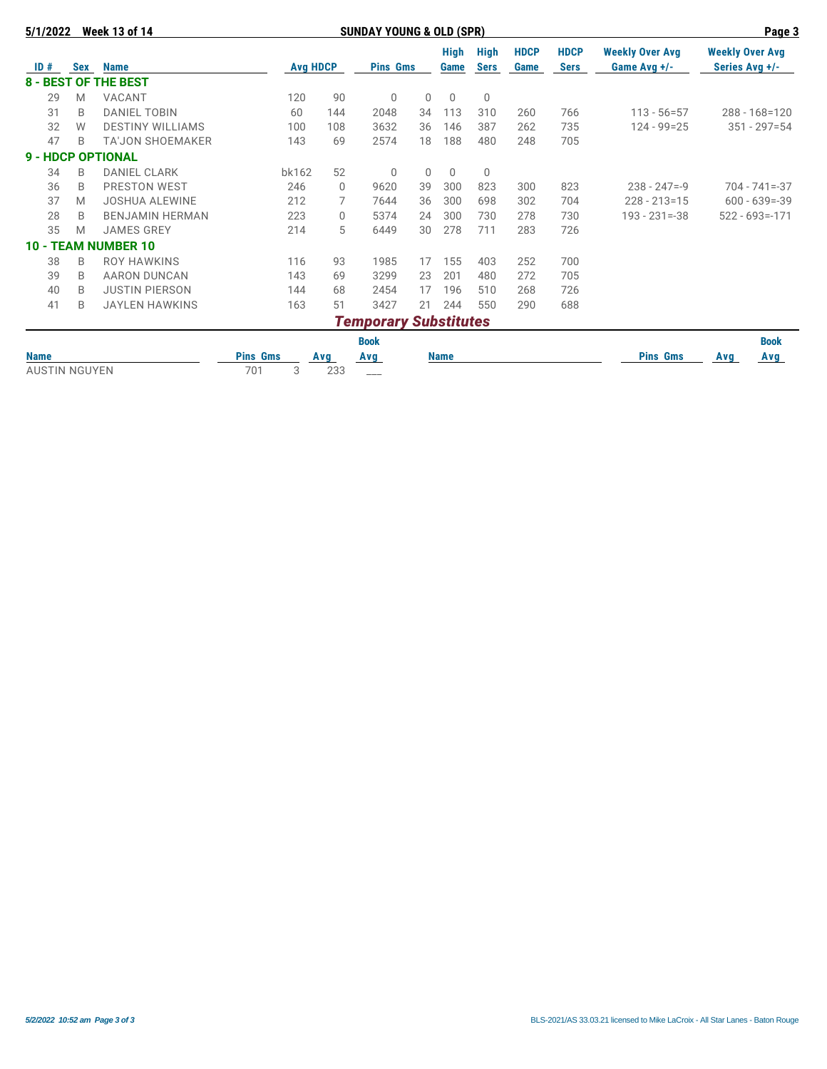| ID # | Sex | Name | Avg | HDCP | Pins | Gms | High Game | High Sers | HDCP Game | HDCP Sers | Weekly Over Avg Game Avg +/- | Weekly Over Avg Series Avg +/- |
|---|---|---|---|---|---|---|---|---|---|---|---|---|
| **8 - BEST OF THE BEST** | | | | | | | | | | | | |
| 29 | M | VACANT | 120 | 90 | 0 | 0 | 0 | 0 | | | | |
| 31 | B | DANIEL TOBIN | 60 | 144 | 2048 | 34 | 113 | 310 | 260 | 766 | 113 - 56=57 | 288 - 168=120 |
| 32 | W | DESTINY WILLIAMS | 100 | 108 | 3632 | 36 | 146 | 387 | 262 | 735 | 124 - 99=25 | 351 - 297=54 |
| 47 | B | TA'JON SHOEMAKER | 143 | 69 | 2574 | 18 | 188 | 480 | 248 | 705 | | |
| **9 - HDCP OPTIONAL** | | | | | | | | | | | | |
| 34 | B | DANIEL CLARK | bk162 | 52 | 0 | 0 | 0 | 0 | | | | |
| 36 | B | PRESTON WEST | 246 | 0 | 9620 | 39 | 300 | 823 | 300 | 823 | 238 - 247=-9 | 704 - 741=-37 |
| 37 | M | JOSHUA ALEWINE | 212 | 7 | 7644 | 36 | 300 | 698 | 302 | 704 | 228 - 213=15 | 600 - 639=-39 |
| 28 | B | BENJAMIN HERMAN | 223 | 0 | 5374 | 24 | 300 | 730 | 278 | 730 | 193 - 231=-38 | 522 - 693=-171 |
| 35 | M | JAMES GREY | 214 | 5 | 6449 | 30 | 278 | 711 | 283 | 726 | | |
| **10 - TEAM NUMBER 10** | | | | | | | | | | | | |
| 38 | B | ROY HAWKINS | 116 | 93 | 1985 | 17 | 155 | 403 | 252 | 700 | | |
| 39 | B | AARON DUNCAN | 143 | 69 | 3299 | 23 | 201 | 480 | 272 | 705 | | |
| 40 | B | JUSTIN PIERSON | 144 | 68 | 2454 | 17 | 196 | 510 | 268 | 726 | | |
| 41 | B | JAYLEN HAWKINS | 163 | 51 | 3427 | 21 | 244 | 550 | 290 | 688 | | |

## *Temporary Substitutes*

| Name | Pins | Gms | Avg | Book Avg | Name | Pins | Gms | Avg | Book Avg |
|---|---|---|---|---|---|---|---|---|---|
| AUSTIN NGUYEN | 701 | 3 | 233 | ___ | | | | | |